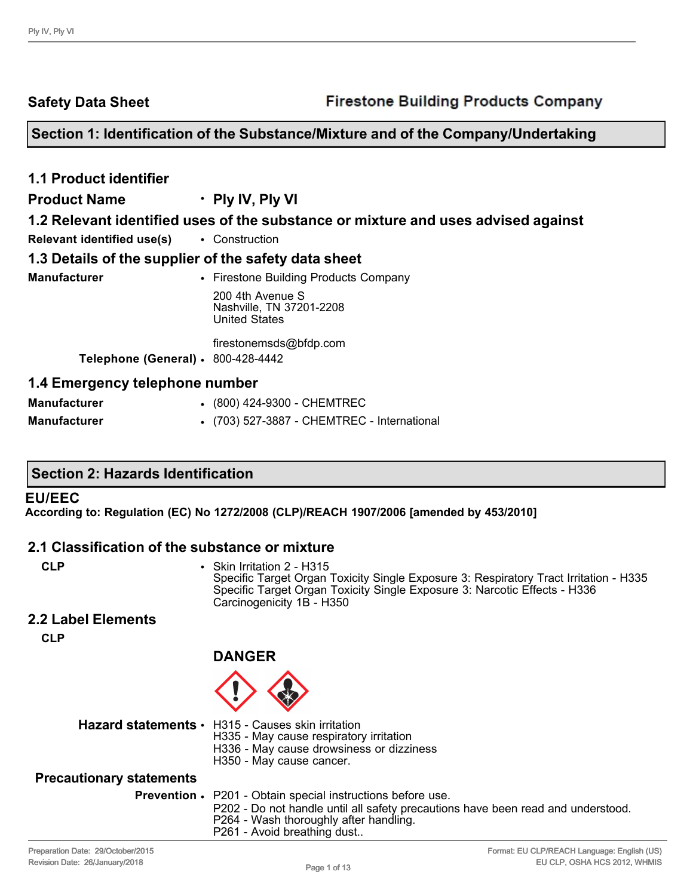**Safety Data Sheet** — **Firestone Building Products Company**

## Section 1: Identification of the Substance/Mixture and of the Company/Undertaking

### 1.1 Product identifier

**Product Name** • **Ply IV, Ply VI**

### 1.2 Relevant identified uses of the substance or mixture and uses advised against

**Relevant identified use(s)** • Construction

### 1.3 Details of the supplier of the safety data sheet

**Manufacturer** • Firestone Building Products Company
200 4th Avenue S
Nashville, TN 37201-2208
United States

firestonemsds@bfdp.com

**Telephone (General)** • 800-428-4442

### 1.4 Emergency telephone number

**Manufacturer** • (800) 424-9300 - CHEMTREC

**Manufacturer** • (703) 527-3887 - CHEMTREC - International

## Section 2: Hazards Identification

**EU/EEC**
**According to: Regulation (EC) No 1272/2008 (CLP)/REACH 1907/2006 [amended by 453/2010]**

### 2.1 Classification of the substance or mixture

**CLP** • Skin Irritation 2 - H315
Specific Target Organ Toxicity Single Exposure 3: Respiratory Tract Irritation - H335
Specific Target Organ Toxicity Single Exposure 3: Narcotic Effects - H336
Carcinogenicity 1B - H350

### 2.2 Label Elements

**CLP**

**DANGER**

**Hazard statements** • H315 - Causes skin irritation
H335 - May cause respiratory irritation
H336 - May cause drowsiness or dizziness
H350 - May cause cancer.

**Precautionary statements**

**Prevention** • P201 - Obtain special instructions before use.
P202 - Do not handle until all safety precautions have been read and understood.
P264 - Wash thoroughly after handling.
P261 - Avoid breathing dust..

Preparation Date: 29/October/2015
Revision Date: 26/January/2018

Format: EU CLP/REACH Language: English (US)
EU CLP, OSHA HCS 2012, WHMIS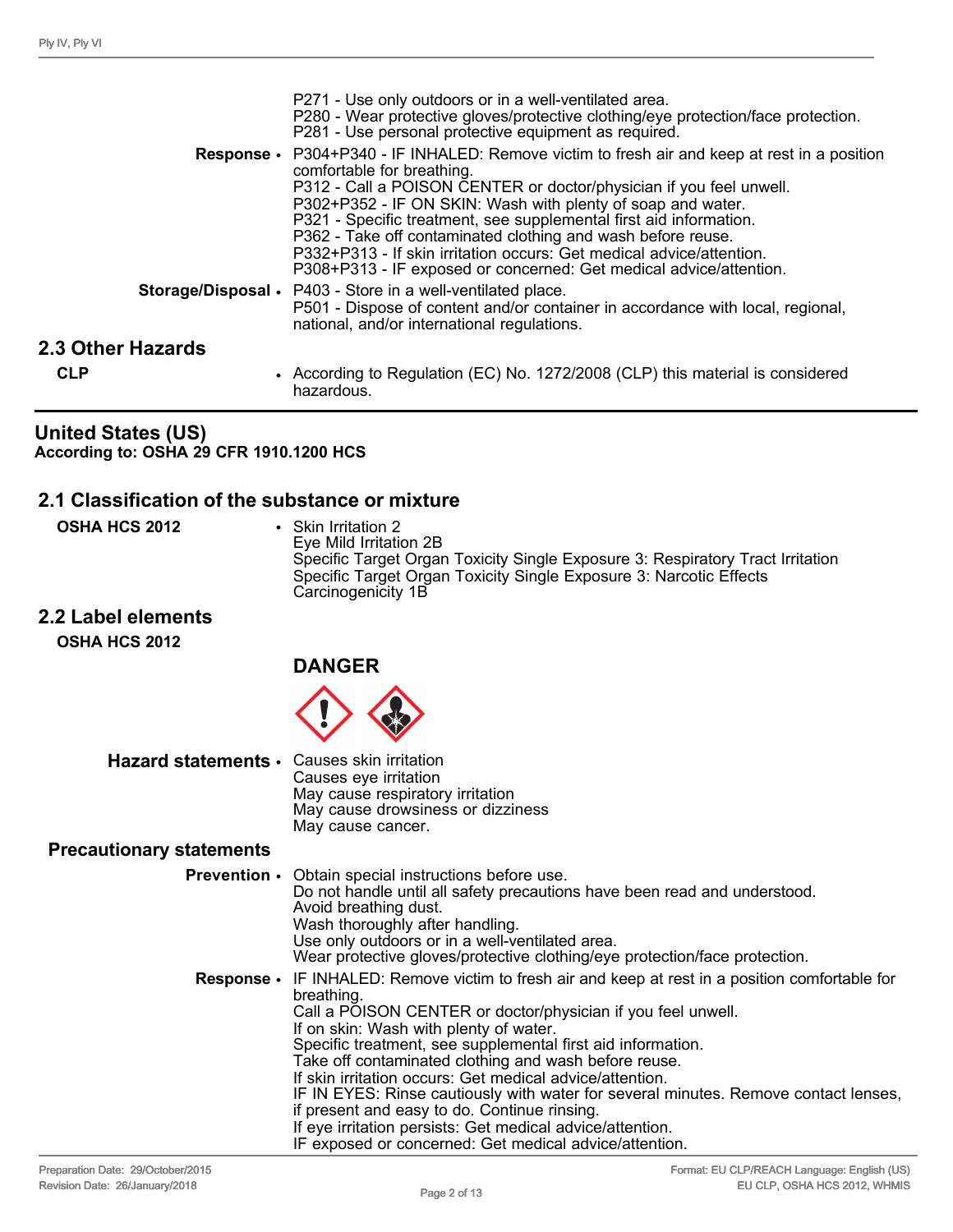P271 - Use only outdoors or in a well-ventilated area.
P280 - Wear protective gloves/protective clothing/eye protection/face protection.
P281 - Use personal protective equipment as required.

**Response** • P304+P340 - IF INHALED: Remove victim to fresh air and keep at rest in a position comfortable for breathing.
P312 - Call a POISON CENTER or doctor/physician if you feel unwell.
P302+P352 - IF ON SKIN: Wash with plenty of soap and water.
P321 - Specific treatment, see supplemental first aid information.
P362 - Take off contaminated clothing and wash before reuse.
P332+P313 - If skin irritation occurs: Get medical advice/attention.
P308+P313 - IF exposed or concerned: Get medical advice/attention.

**Storage/Disposal** • P403 - Store in a well-ventilated place.
P501 - Dispose of content and/or container in accordance with local, regional, national, and/or international regulations.

## 2.3 Other Hazards

**CLP** • According to Regulation (EC) No. 1272/2008 (CLP) this material is considered hazardous.

# United States (US)

**According to: OSHA 29 CFR 1910.1200 HCS**

## 2.1 Classification of the substance or mixture

**OSHA HCS 2012** • Skin Irritation 2
Eye Mild Irritation 2B
Specific Target Organ Toxicity Single Exposure 3: Respiratory Tract Irritation
Specific Target Organ Toxicity Single Exposure 3: Narcotic Effects
Carcinogenicity 1B

## 2.2 Label elements

**OSHA HCS 2012**

**DANGER**

**Hazard statements** • Causes skin irritation
Causes eye irritation
May cause respiratory irritation
May cause drowsiness or dizziness
May cause cancer.

**Precautionary statements**

**Prevention** • Obtain special instructions before use.
Do not handle until all safety precautions have been read and understood.
Avoid breathing dust.
Wash thoroughly after handling.
Use only outdoors or in a well-ventilated area.
Wear protective gloves/protective clothing/eye protection/face protection.

**Response** • IF INHALED: Remove victim to fresh air and keep at rest in a position comfortable for breathing.
Call a POISON CENTER or doctor/physician if you feel unwell.
If on skin: Wash with plenty of water.
Specific treatment, see supplemental first aid information.
Take off contaminated clothing and wash before reuse.
If skin irritation occurs: Get medical advice/attention.
IF IN EYES: Rinse cautiously with water for several minutes. Remove contact lenses, if present and easy to do. Continue rinsing.
If eye irritation persists: Get medical advice/attention.
IF exposed or concerned: Get medical advice/attention.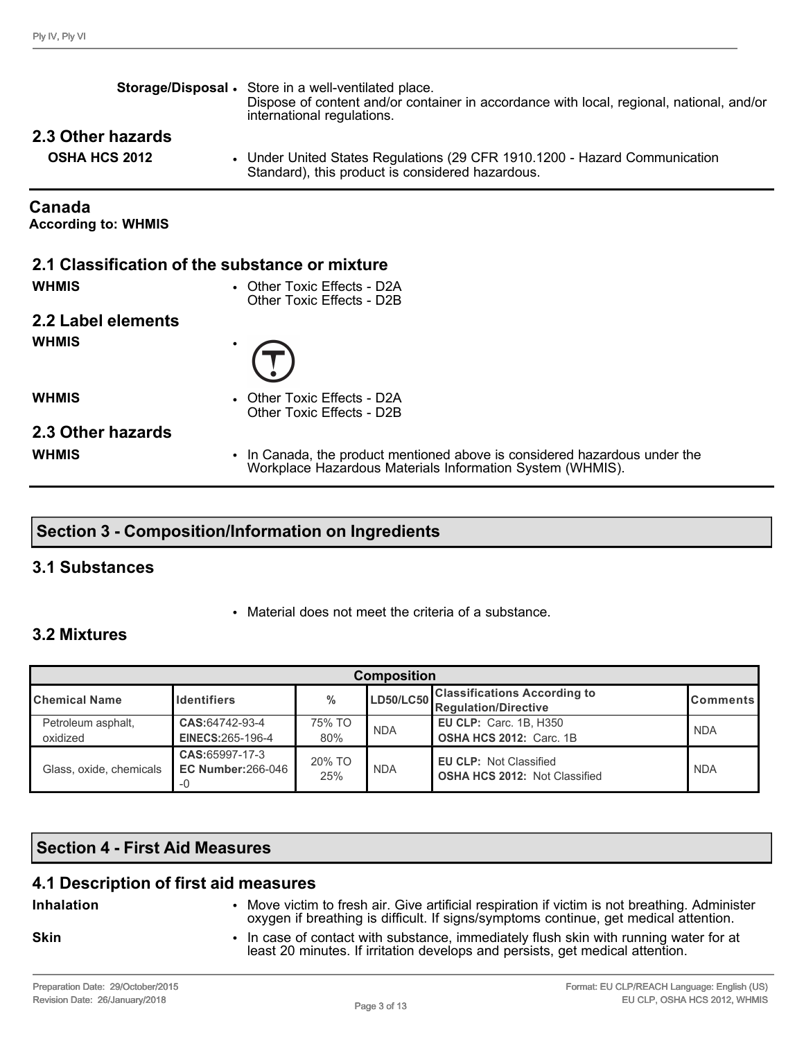**Storage/Disposal**
- Store in a well-ventilated place. Dispose of content and/or container in accordance with local, regional, national, and/or international regulations.

## 2.3 Other hazards

**OSHA HCS 2012**
- Under United States Regulations (29 CFR 1910.1200 - Hazard Communication Standard), this product is considered hazardous.

## Canada

**According to: WHMIS**

## 2.1 Classification of the substance or mixture

**WHMIS**
- Other Toxic Effects - D2A
  Other Toxic Effects - D2B

## 2.2 Label elements

**WHMIS**
- 

**WHMIS**
- Other Toxic Effects - D2A
  Other Toxic Effects - D2B

## 2.3 Other hazards

**WHMIS**
- In Canada, the product mentioned above is considered hazardous under the Workplace Hazardous Materials Information System (WHMIS).

# Section 3 - Composition/Information on Ingredients

## 3.1 Substances

- Material does not meet the criteria of a substance.

## 3.2 Mixtures

| Composition | | | | | |
|---|---|---|---|---|---|
| **Chemical Name** | **Identifiers** | **%** | **LD50/LC50** | **Classifications According to Regulation/Directive** | **Comments** |
| Petroleum asphalt, oxidized | **CAS:**64742-93-4 **EINECS:**265-196-4 | 75% TO 80% | NDA | **EU CLP:** Carc. 1B, H350 **OSHA HCS 2012:** Carc. 1B | NDA |
| Glass, oxide, chemicals | **CAS:**65997-17-3 **EC Number:**266-046-0 | 20% TO 25% | NDA | **EU CLP:** Not Classified **OSHA HCS 2012:** Not Classified | NDA |

# Section 4 - First Aid Measures

## 4.1 Description of first aid measures

**Inhalation**
- Move victim to fresh air. Give artificial respiration if victim is not breathing. Administer oxygen if breathing is difficult. If signs/symptoms continue, get medical attention.

**Skin**
- In case of contact with substance, immediately flush skin with running water for at least 20 minutes. If irritation develops and persists, get medical attention.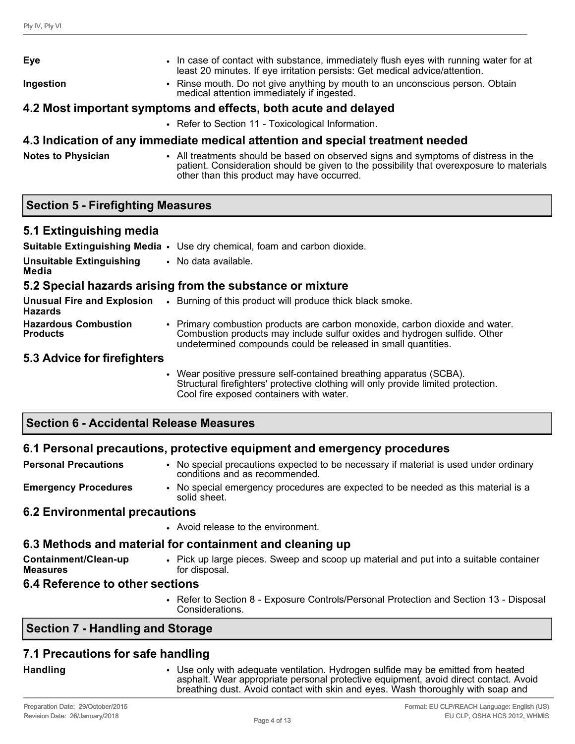**Eye**
- In case of contact with substance, immediately flush eyes with running water for at least 20 minutes. If eye irritation persists: Get medical advice/attention.

**Ingestion**
- Rinse mouth. Do not give anything by mouth to an unconscious person. Obtain medical attention immediately if ingested.

### 4.2 Most important symptoms and effects, both acute and delayed

- Refer to Section 11 - Toxicological Information.

### 4.3 Indication of any immediate medical attention and special treatment needed

**Notes to Physician**
- All treatments should be based on observed signs and symptoms of distress in the patient. Consideration should be given to the possibility that overexposure to materials other than this product may have occurred.

## Section 5 - Firefighting Measures

### 5.1 Extinguishing media

**Suitable Extinguishing Media**
- Use dry chemical, foam and carbon dioxide.

**Unsuitable Extinguishing Media**
- No data available.

### 5.2 Special hazards arising from the substance or mixture

**Unusual Fire and Explosion Hazards**
- Burning of this product will produce thick black smoke.

**Hazardous Combustion Products**
- Primary combustion products are carbon monoxide, carbon dioxide and water. Combustion products may include sulfur oxides and hydrogen sulfide. Other undetermined compounds could be released in small quantities.

### 5.3 Advice for firefighters

- Wear positive pressure self-contained breathing apparatus (SCBA). Structural firefighters' protective clothing will only provide limited protection. Cool fire exposed containers with water.

## Section 6 - Accidental Release Measures

### 6.1 Personal precautions, protective equipment and emergency procedures

**Personal Precautions**
- No special precautions expected to be necessary if material is used under ordinary conditions and as recommended.

**Emergency Procedures**
- No special emergency procedures are expected to be needed as this material is a solid sheet.

### 6.2 Environmental precautions

- Avoid release to the environment.

### 6.3 Methods and material for containment and cleaning up

**Containment/Clean-up Measures**
- Pick up large pieces. Sweep and scoop up material and put into a suitable container for disposal.

### 6.4 Reference to other sections

- Refer to Section 8 - Exposure Controls/Personal Protection and Section 13 - Disposal Considerations.

## Section 7 - Handling and Storage

### 7.1 Precautions for safe handling

**Handling**
- Use only with adequate ventilation. Hydrogen sulfide may be emitted from heated asphalt. Wear appropriate personal protective equipment, avoid direct contact. Avoid breathing dust. Avoid contact with skin and eyes. Wash thoroughly with soap and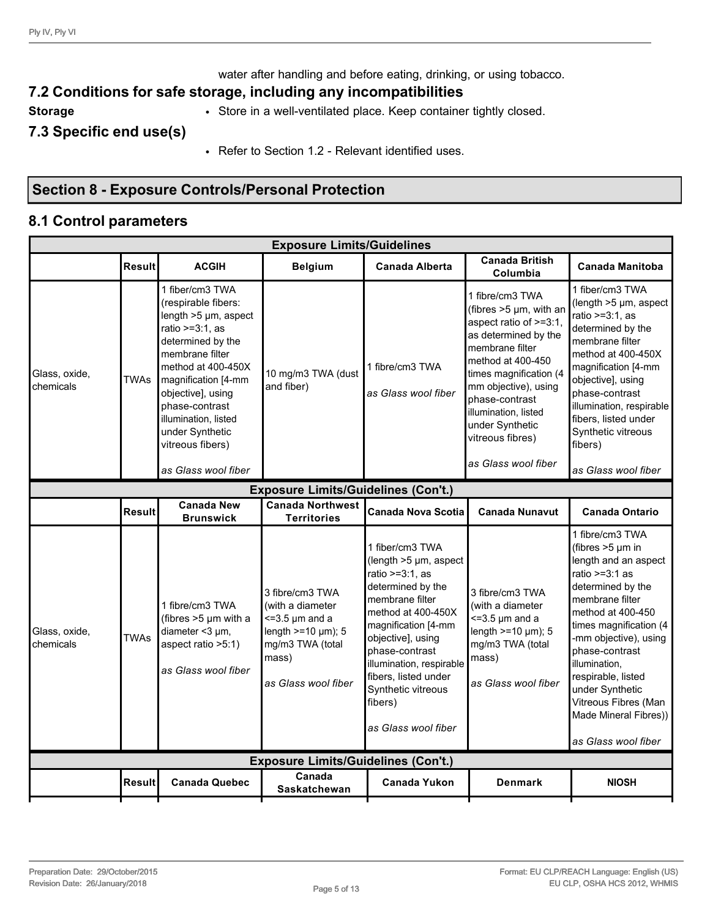water after handling and before eating, drinking, or using tobacco.

## 7.2 Conditions for safe storage, including any incompatibilities

**Storage**

- Store in a well-ventilated place. Keep container tightly closed.

## 7.3 Specific end use(s)

- Refer to Section 1.2 - Relevant identified uses.

# Section 8 - Exposure Controls/Personal Protection

## 8.1 Control parameters

| Exposure Limits/Guidelines | | | | | | |
|---|---|---|---|---|---|---|
| | **Result** | **ACGIH** | **Belgium** | **Canada Alberta** | **Canada British Columbia** | **Canada Manitoba** |
| Glass, oxide, chemicals | TWAs | 1 fiber/cm3 TWA (respirable fibers: length >5 µm, aspect ratio >=3:1, as determined by the membrane filter method at 400-450X magnification [4-mm objective], using phase-contrast illumination, listed under Synthetic vitreous fibers) *as Glass wool fiber* | 10 mg/m3 TWA (dust and fiber) | 1 fibre/cm3 TWA *as Glass wool fiber* | 1 fibre/cm3 TWA (fibres >5 µm, with an aspect ratio of >=3:1, as determined by the membrane filter method at 400-450 times magnification (4 mm objective), using phase-contrast illumination, listed under Synthetic vitreous fibres) *as Glass wool fiber* | 1 fiber/cm3 TWA (length >5 µm, aspect ratio >=3:1, as determined by the membrane filter method at 400-450X magnification [4-mm objective], using phase-contrast illumination, respirable fibers, listed under Synthetic vitreous fibers) *as Glass wool fiber* |

| Exposure Limits/Guidelines (Con't.) | | | | | | |
|---|---|---|---|---|---|---|
| | **Result** | **Canada New Brunswick** | **Canada Northwest Territories** | **Canada Nova Scotia** | **Canada Nunavut** | **Canada Ontario** |
| Glass, oxide, chemicals | TWAs | 1 fibre/cm3 TWA (fibres >5 µm with a diameter <3 µm, aspect ratio >5:1) *as Glass wool fiber* | 3 fibre/cm3 TWA (with a diameter <=3.5 µm and a length >=10 µm); 5 mg/m3 TWA (total mass) *as Glass wool fiber* | 1 fiber/cm3 TWA (length >5 µm, aspect ratio >=3:1, as determined by the membrane filter method at 400-450X magnification [4-mm objective], using phase-contrast illumination, respirable fibers, listed under Synthetic vitreous fibers) *as Glass wool fiber* | 3 fibre/cm3 TWA (with a diameter <=3.5 µm and a length >=10 µm); 5 mg/m3 TWA (total mass) *as Glass wool fiber* | 1 fibre/cm3 TWA (fibres >5 µm in length and an aspect ratio >=3:1 as determined by the membrane filter method at 400-450 times magnification (4 -mm objective), using phase-contrast illumination, respirable, listed under Synthetic Vitreous Fibres (Man Made Mineral Fibres)) *as Glass wool fiber* |

| Exposure Limits/Guidelines (Con't.) | | | | | | |
|---|---|---|---|---|---|---|
| | **Result** | **Canada Quebec** | **Canada Saskatchewan** | **Canada Yukon** | **Denmark** | **NIOSH** |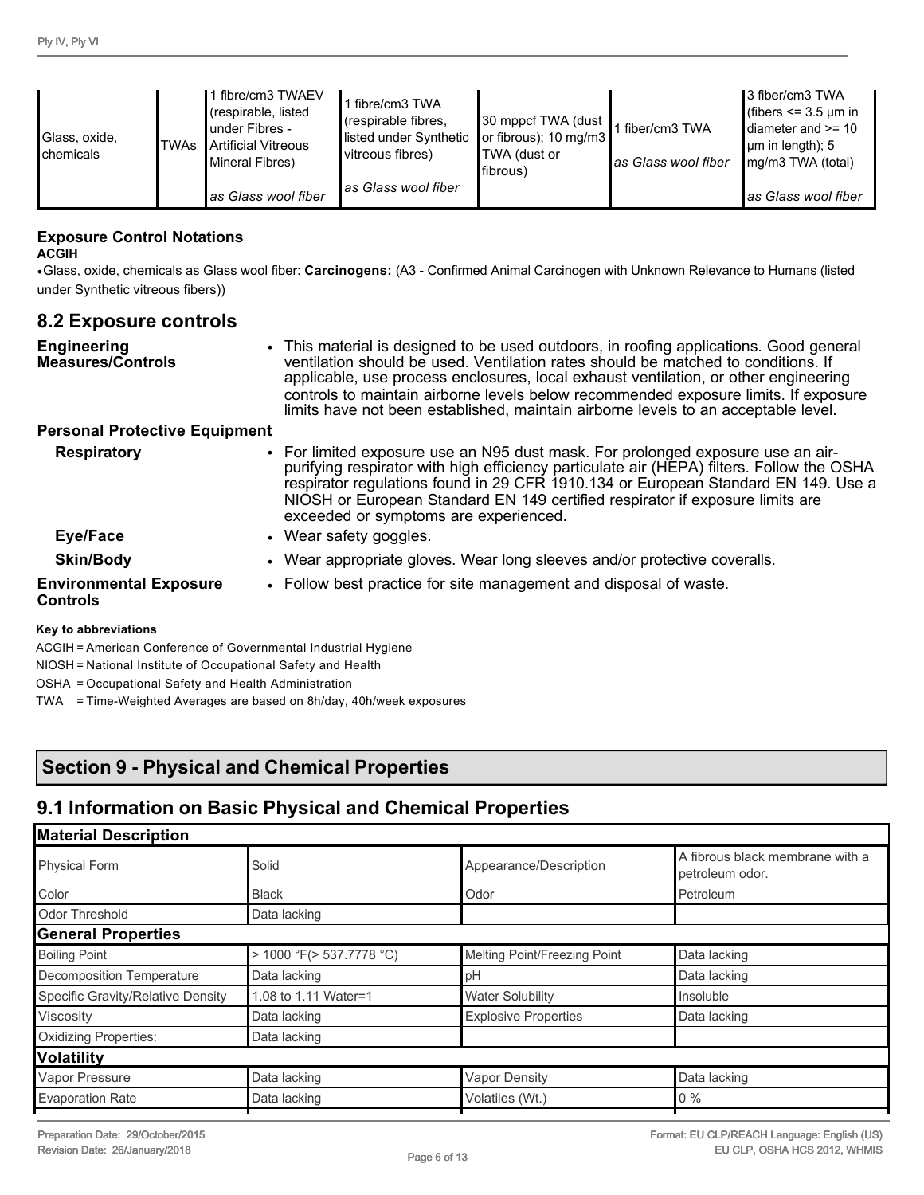| Glass, oxide, chemicals | TWAs | 1 fibre/cm3 TWAEV (respirable, listed under Fibres - Artificial Vitreous Mineral Fibres)<br><br>*as Glass wool fiber* | 1 fibre/cm3 TWA (respirable fibres, listed under Synthetic vitreous fibres)<br><br>*as Glass wool fiber* | 30 mppcf TWA (dust or fibrous); 10 mg/m3 TWA (dust or fibrous) | 1 fiber/cm3 TWA<br><br>*as Glass wool fiber* | 3 fiber/cm3 TWA (fibers <= 3.5 µm in diameter and >= 10 µm in length); 5 mg/m3 TWA (total)<br><br>*as Glass wool fiber* |
|---|---|---|---|---|---|---|

**Exposure Control Notations**

**ACGIH**

- Glass, oxide, chemicals as Glass wool fiber: **Carcinogens:** (A3 - Confirmed Animal Carcinogen with Unknown Relevance to Humans (listed under Synthetic vitreous fibers))

## 8.2 Exposure controls

**Engineering Measures/Controls**

- This material is designed to be used outdoors, in roofing applications. Good general ventilation should be used. Ventilation rates should be matched to conditions. If applicable, use process enclosures, local exhaust ventilation, or other engineering controls to maintain airborne levels below recommended exposure limits. If exposure limits have not been established, maintain airborne levels to an acceptable level.

**Personal Protective Equipment**

**Respiratory**

- For limited exposure use an N95 dust mask. For prolonged exposure use an air-purifying respirator with high efficiency particulate air (HEPA) filters. Follow the OSHA respirator regulations found in 29 CFR 1910.134 or European Standard EN 149. Use a NIOSH or European Standard EN 149 certified respirator if exposure limits are exceeded or symptoms are experienced.

**Eye/Face**

- Wear safety goggles.

**Skin/Body**

- Wear appropriate gloves. Wear long sleeves and/or protective coveralls.

**Environmental Exposure Controls**

- Follow best practice for site management and disposal of waste.

**Key to abbreviations**

ACGIH = American Conference of Governmental Industrial Hygiene

NIOSH = National Institute of Occupational Safety and Health

OSHA = Occupational Safety and Health Administration

TWA = Time-Weighted Averages are based on 8h/day, 40h/week exposures

# Section 9 - Physical and Chemical Properties

## 9.1 Information on Basic Physical and Chemical Properties

| **Material Description** | | | |
|---|---|---|---|
| Physical Form | Solid | Appearance/Description | A fibrous black membrane with a petroleum odor. |
| Color | Black | Odor | Petroleum |
| Odor Threshold | Data lacking | | |
| **General Properties** | | | |
| Boiling Point | > 1000 °F(> 537.7778 °C) | Melting Point/Freezing Point | Data lacking |
| Decomposition Temperature | Data lacking | pH | Data lacking |
| Specific Gravity/Relative Density | 1.08 to 1.11 Water=1 | Water Solubility | Insoluble |
| Viscosity | Data lacking | Explosive Properties | Data lacking |
| Oxidizing Properties: | Data lacking | | |
| **Volatility** | | | |
| Vapor Pressure | Data lacking | Vapor Density | Data lacking |
| Evaporation Rate | Data lacking | Volatiles (Wt.) | 0 % |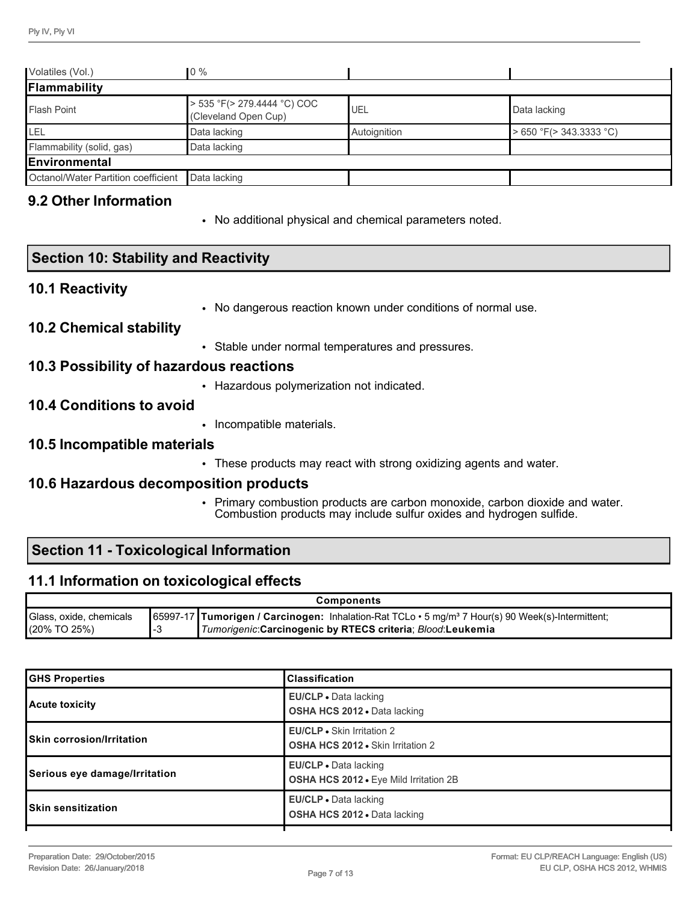| | | | |
|---|---|---|---|
| Volatiles (Vol.) | 0 % | | |
| **Flammability** | | | |
| Flash Point | > 535 °F(> 279.4444 °C) COC (Cleveland Open Cup) | UEL | Data lacking |
| LEL | Data lacking | Autoignition | > 650 °F(> 343.3333 °C) |
| Flammability (solid, gas) | Data lacking | | |
| **Environmental** | | | |
| Octanol/Water Partition coefficient | Data lacking | | |

## 9.2 Other Information

- No additional physical and chemical parameters noted.

## Section 10: Stability and Reactivity

### 10.1 Reactivity

- No dangerous reaction known under conditions of normal use.

### 10.2 Chemical stability

- Stable under normal temperatures and pressures.

### 10.3 Possibility of hazardous reactions

- Hazardous polymerization not indicated.

### 10.4 Conditions to avoid

- Incompatible materials.

### 10.5 Incompatible materials

- These products may react with strong oxidizing agents and water.

### 10.6 Hazardous decomposition products

- Primary combustion products are carbon monoxide, carbon dioxide and water. Combustion products may include sulfur oxides and hydrogen sulfide.

## Section 11 - Toxicological Information

### 11.1 Information on toxicological effects

| Components | | |
|---|---|---|
| Glass, oxide, chemicals (20% TO 25%) | 65997-17-3 | **Tumorigen / Carcinogen:** Inhalation-Rat TCLo • 5 mg/m³ 7 Hour(s) 90 Week(s)-Intermittent; *Tumorigenic*:**Carcinogenic by RTECS criteria**; *Blood*:**Leukemia** |

| GHS Properties | Classification |
|---|---|
| **Acute toxicity** | **EU/CLP** • Data lacking<br>**OSHA HCS 2012** • Data lacking |
| **Skin corrosion/Irritation** | **EU/CLP** • Skin Irritation 2<br>**OSHA HCS 2012** • Skin Irritation 2 |
| **Serious eye damage/Irritation** | **EU/CLP** • Data lacking<br>**OSHA HCS 2012** • Eye Mild Irritation 2B |
| **Skin sensitization** | **EU/CLP** • Data lacking<br>**OSHA HCS 2012** • Data lacking |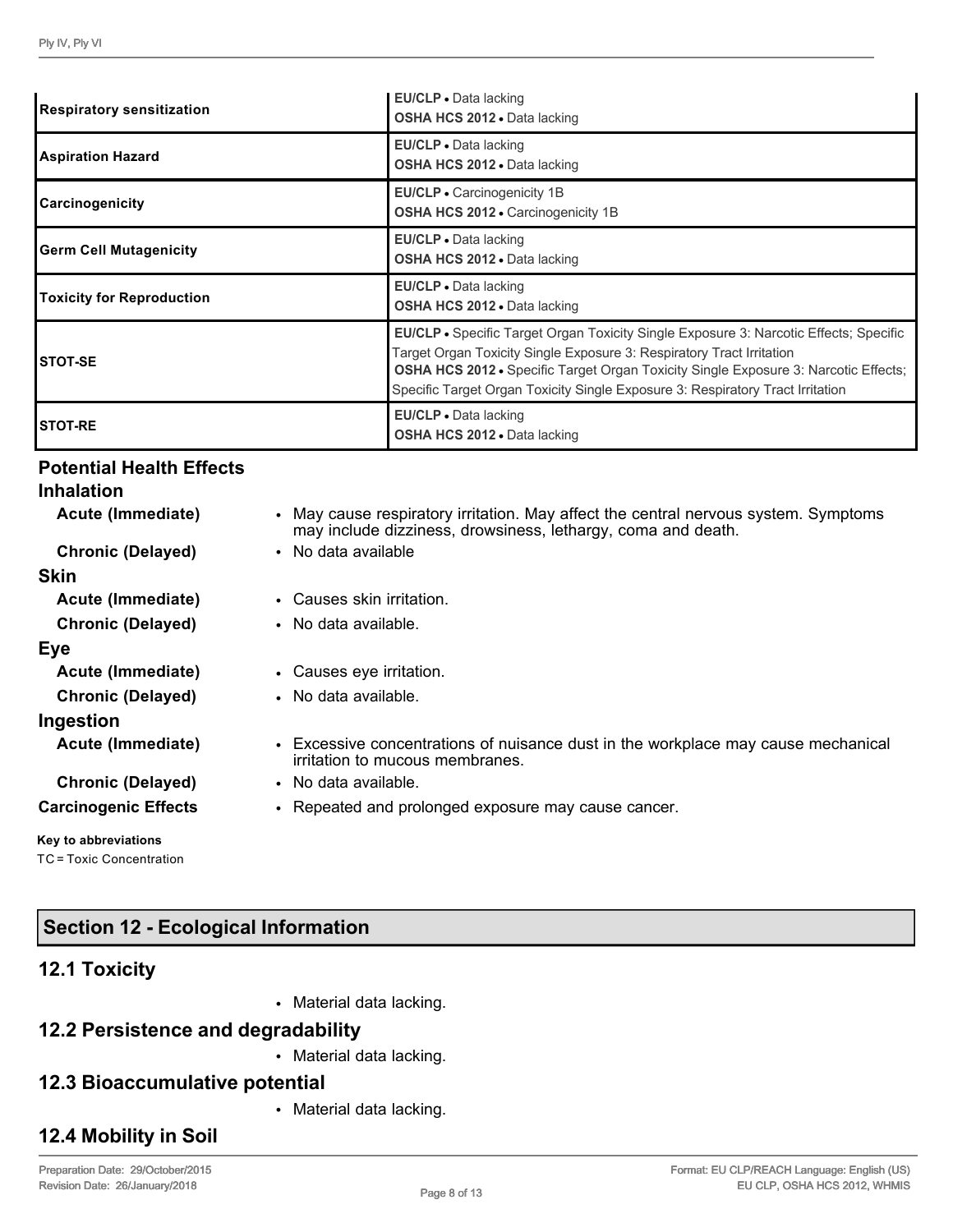| | |
|---|---|
| **Respiratory sensitization** | **EU/CLP** • Data lacking<br>**OSHA HCS 2012** • Data lacking |
| **Aspiration Hazard** | **EU/CLP** • Data lacking<br>**OSHA HCS 2012** • Data lacking |
| **Carcinogenicity** | **EU/CLP** • Carcinogenicity 1B<br>**OSHA HCS 2012** • Carcinogenicity 1B |
| **Germ Cell Mutagenicity** | **EU/CLP** • Data lacking<br>**OSHA HCS 2012** • Data lacking |
| **Toxicity for Reproduction** | **EU/CLP** • Data lacking<br>**OSHA HCS 2012** • Data lacking |
| **STOT-SE** | **EU/CLP** • Specific Target Organ Toxicity Single Exposure 3: Narcotic Effects; Specific Target Organ Toxicity Single Exposure 3: Respiratory Tract Irritation<br>**OSHA HCS 2012** • Specific Target Organ Toxicity Single Exposure 3: Narcotic Effects; Specific Target Organ Toxicity Single Exposure 3: Respiratory Tract Irritation |
| **STOT-RE** | **EU/CLP** • Data lacking<br>**OSHA HCS 2012** • Data lacking |

## Potential Health Effects

### Inhalation

**Acute (Immediate)**
- May cause respiratory irritation. May affect the central nervous system. Symptoms may include dizziness, drowsiness, lethargy, coma and death.

**Chronic (Delayed)**
- No data available

### Skin

**Acute (Immediate)**
- Causes skin irritation.

**Chronic (Delayed)**
- No data available.

### Eye

**Acute (Immediate)**
- Causes eye irritation.

**Chronic (Delayed)**
- No data available.

### Ingestion

**Acute (Immediate)**
- Excessive concentrations of nuisance dust in the workplace may cause mechanical irritation to mucous membranes.

**Chronic (Delayed)**
- No data available.

**Carcinogenic Effects**
- Repeated and prolonged exposure may cause cancer.

**Key to abbreviations**

TC = Toxic Concentration

## Section 12 - Ecological Information

### 12.1 Toxicity

- Material data lacking.

### 12.2 Persistence and degradability

- Material data lacking.

### 12.3 Bioaccumulative potential

- Material data lacking.

### 12.4 Mobility in Soil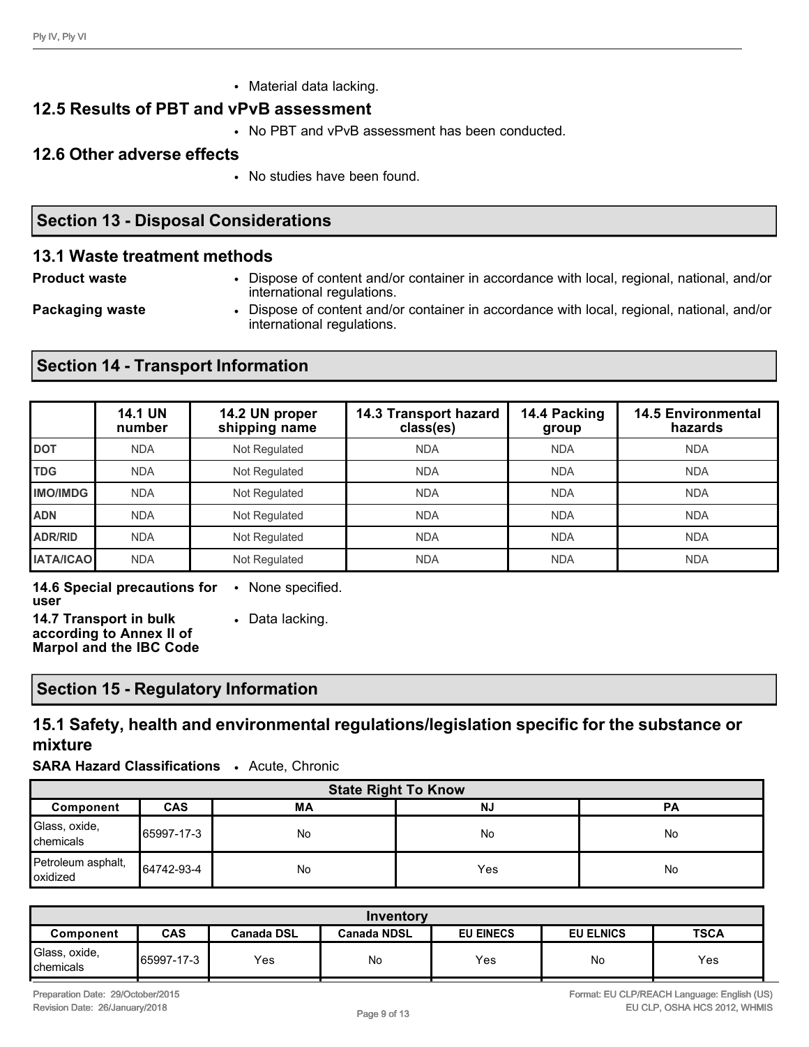- Material data lacking.

### 12.5 Results of PBT and vPvB assessment

- No PBT and vPvB assessment has been conducted.

### 12.6 Other adverse effects

- No studies have been found.

## Section 13 - Disposal Considerations

### 13.1 Waste treatment methods

**Product waste**
- Dispose of content and/or container in accordance with local, regional, national, and/or international regulations.

**Packaging waste**
- Dispose of content and/or container in accordance with local, regional, national, and/or international regulations.

## Section 14 - Transport Information

| | 14.1 UN number | 14.2 UN proper shipping name | 14.3 Transport hazard class(es) | 14.4 Packing group | 14.5 Environmental hazards |
|---|---|---|---|---|---|
| **DOT** | NDA | Not Regulated | NDA | NDA | NDA |
| **TDG** | NDA | Not Regulated | NDA | NDA | NDA |
| **IMO/IMDG** | NDA | Not Regulated | NDA | NDA | NDA |
| **ADN** | NDA | Not Regulated | NDA | NDA | NDA |
| **ADR/RID** | NDA | Not Regulated | NDA | NDA | NDA |
| **IATA/ICAO** | NDA | Not Regulated | NDA | NDA | NDA |

**14.6 Special precautions for user**
- None specified.

**14.7 Transport in bulk according to Annex II of Marpol and the IBC Code**
- Data lacking.

## Section 15 - Regulatory Information

### 15.1 Safety, health and environmental regulations/legislation specific for the substance or mixture

**SARA Hazard Classifications**
- Acute, Chronic

| State Right To Know | | | | |
|---|---|---|---|---|
| **Component** | **CAS** | **MA** | **NJ** | **PA** |
| Glass, oxide, chemicals | 65997-17-3 | No | No | No |
| Petroleum asphalt, oxidized | 64742-93-4 | No | Yes | No |

| Inventory | | | | | | |
|---|---|---|---|---|---|---|
| **Component** | **CAS** | **Canada DSL** | **Canada NDSL** | **EU EINECS** | **EU ELNICS** | **TSCA** |
| Glass, oxide, chemicals | 65997-17-3 | Yes | No | Yes | No | Yes |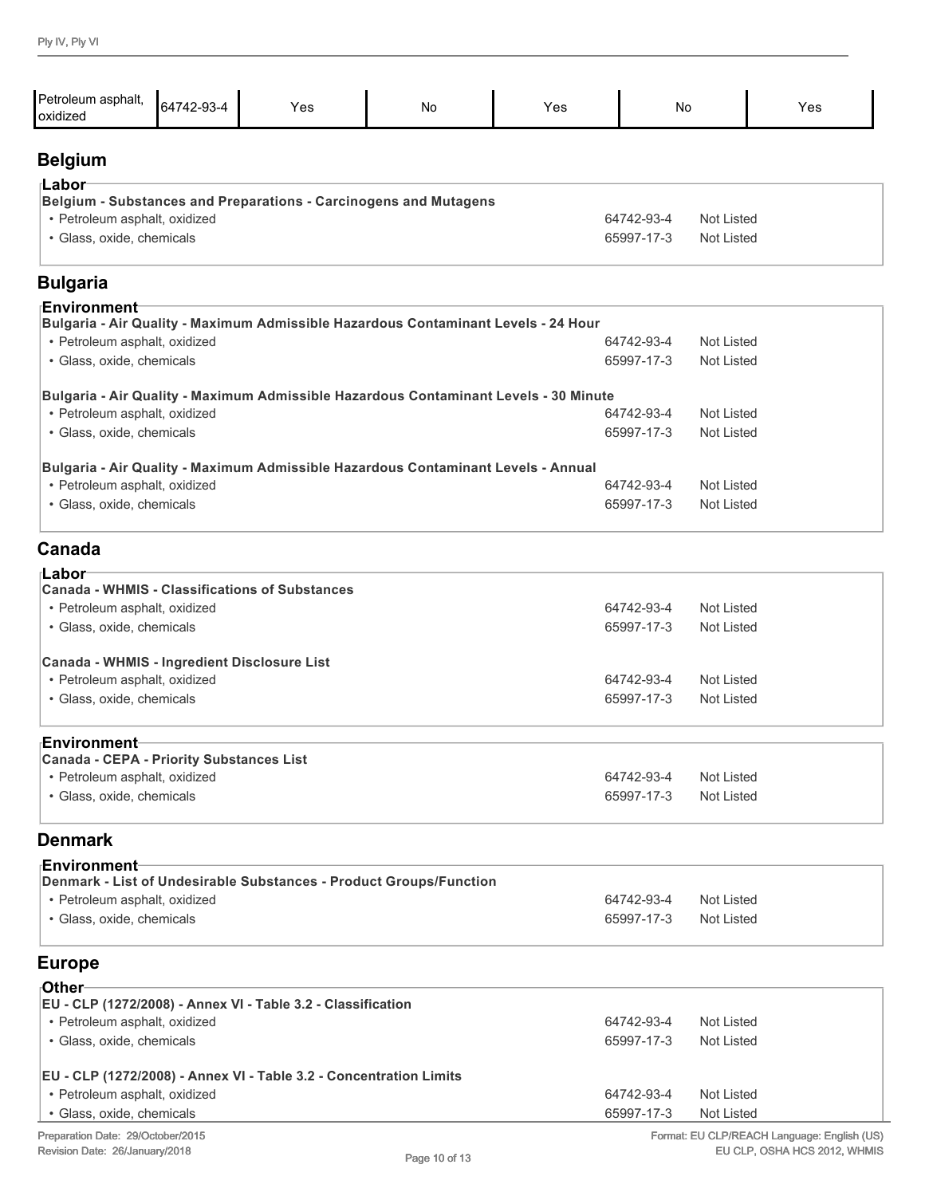| Petroleum asphalt, oxidized | 64742-93-4 | Yes | No | Yes | No | Yes |
|---|---|---|---|---|---|---|

## Belgium

### Labor

**Belgium - Substances and Preparations - Carcinogens and Mutagens**

| | | |
|---|---|---|
| • Petroleum asphalt, oxidized | 64742-93-4 | Not Listed |
| • Glass, oxide, chemicals | 65997-17-3 | Not Listed |

## Bulgaria

### Environment

**Bulgaria - Air Quality - Maximum Admissible Hazardous Contaminant Levels - 24 Hour**

| | | |
|---|---|---|
| • Petroleum asphalt, oxidized | 64742-93-4 | Not Listed |
| • Glass, oxide, chemicals | 65997-17-3 | Not Listed |

**Bulgaria - Air Quality - Maximum Admissible Hazardous Contaminant Levels - 30 Minute**

| | | |
|---|---|---|
| • Petroleum asphalt, oxidized | 64742-93-4 | Not Listed |
| • Glass, oxide, chemicals | 65997-17-3 | Not Listed |

**Bulgaria - Air Quality - Maximum Admissible Hazardous Contaminant Levels - Annual**

| | | |
|---|---|---|
| • Petroleum asphalt, oxidized | 64742-93-4 | Not Listed |
| • Glass, oxide, chemicals | 65997-17-3 | Not Listed |

## Canada

### Labor

**Canada - WHMIS - Classifications of Substances**

| | | |
|---|---|---|
| • Petroleum asphalt, oxidized | 64742-93-4 | Not Listed |
| • Glass, oxide, chemicals | 65997-17-3 | Not Listed |

**Canada - WHMIS - Ingredient Disclosure List**

| | | |
|---|---|---|
| • Petroleum asphalt, oxidized | 64742-93-4 | Not Listed |
| • Glass, oxide, chemicals | 65997-17-3 | Not Listed |

### Environment

**Canada - CEPA - Priority Substances List**

| | | |
|---|---|---|
| • Petroleum asphalt, oxidized | 64742-93-4 | Not Listed |
| • Glass, oxide, chemicals | 65997-17-3 | Not Listed |

## Denmark

### Environment

**Denmark - List of Undesirable Substances - Product Groups/Function**

| | | |
|---|---|---|
| • Petroleum asphalt, oxidized | 64742-93-4 | Not Listed |
| • Glass, oxide, chemicals | 65997-17-3 | Not Listed |

## Europe

### Other

**EU - CLP (1272/2008) - Annex VI - Table 3.2 - Classification**

| | | |
|---|---|---|
| • Petroleum asphalt, oxidized | 64742-93-4 | Not Listed |
| • Glass, oxide, chemicals | 65997-17-3 | Not Listed |

**EU - CLP (1272/2008) - Annex VI - Table 3.2 - Concentration Limits**

| | | |
|---|---|---|
| • Petroleum asphalt, oxidized | 64742-93-4 | Not Listed |
| • Glass, oxide, chemicals | 65997-17-3 | Not Listed |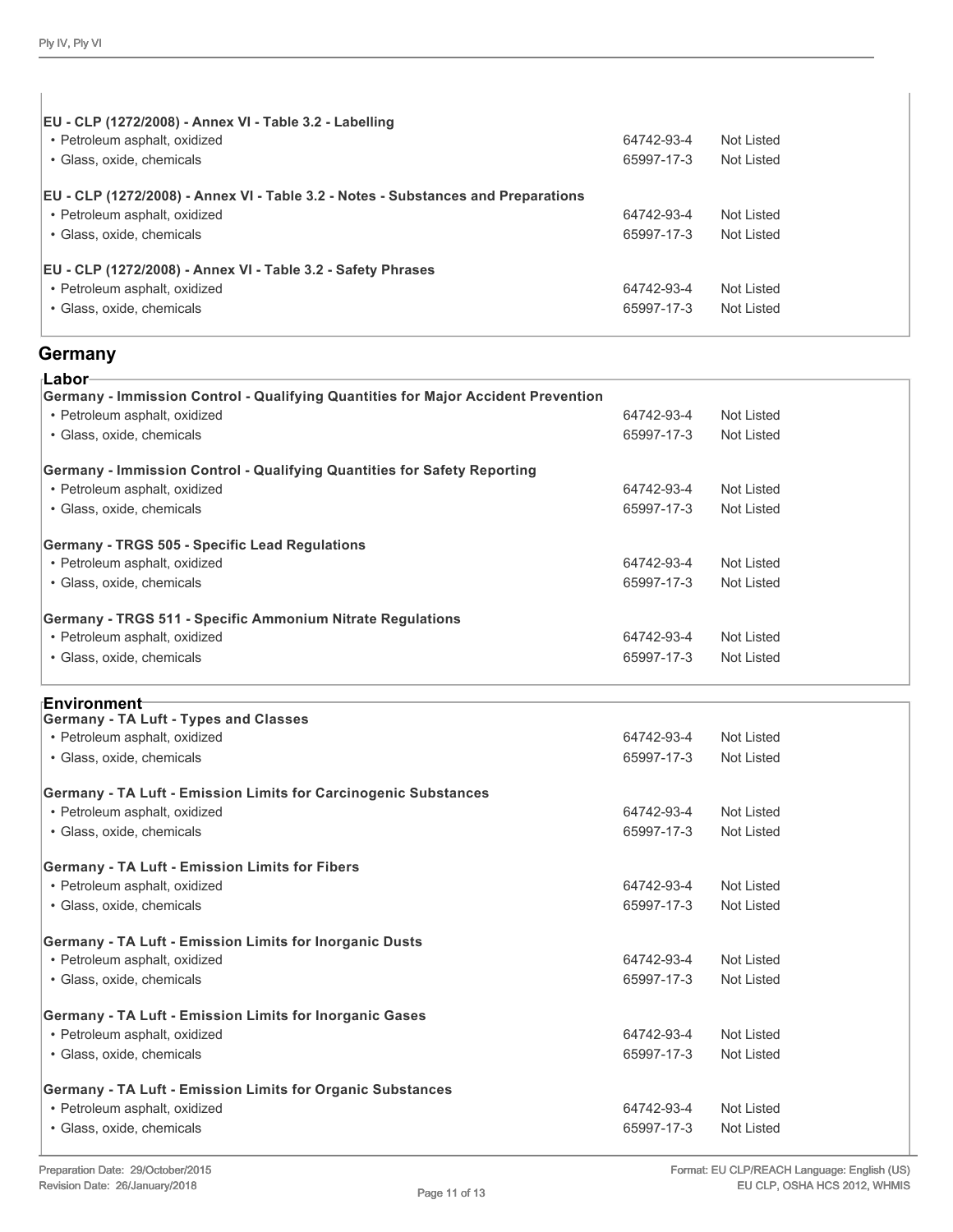| EU - CLP (1272/2008) - Annex VI - Table 3.2 - Labelling | | |
| --- | --- | --- |
| • Petroleum asphalt, oxidized | 64742-93-4 | Not Listed |
| • Glass, oxide, chemicals | 65997-17-3 | Not Listed |

| EU - CLP (1272/2008) - Annex VI - Table 3.2 - Notes - Substances and Preparations | | |
| --- | --- | --- |
| • Petroleum asphalt, oxidized | 64742-93-4 | Not Listed |
| • Glass, oxide, chemicals | 65997-17-3 | Not Listed |

| EU - CLP (1272/2008) - Annex VI - Table 3.2 - Safety Phrases | | |
| --- | --- | --- |
| • Petroleum asphalt, oxidized | 64742-93-4 | Not Listed |
| • Glass, oxide, chemicals | 65997-17-3 | Not Listed |

## Germany

### Labor

| Germany - Immission Control - Qualifying Quantities for Major Accident Prevention | | |
| --- | --- | --- |
| • Petroleum asphalt, oxidized | 64742-93-4 | Not Listed |
| • Glass, oxide, chemicals | 65997-17-3 | Not Listed |

| Germany - Immission Control - Qualifying Quantities for Safety Reporting | | |
| --- | --- | --- |
| • Petroleum asphalt, oxidized | 64742-93-4 | Not Listed |
| • Glass, oxide, chemicals | 65997-17-3 | Not Listed |

| Germany - TRGS 505 - Specific Lead Regulations | | |
| --- | --- | --- |
| • Petroleum asphalt, oxidized | 64742-93-4 | Not Listed |
| • Glass, oxide, chemicals | 65997-17-3 | Not Listed |

| Germany - TRGS 511 - Specific Ammonium Nitrate Regulations | | |
| --- | --- | --- |
| • Petroleum asphalt, oxidized | 64742-93-4 | Not Listed |
| • Glass, oxide, chemicals | 65997-17-3 | Not Listed |

### Environment

| Germany - TA Luft - Types and Classes | | |
| --- | --- | --- |
| • Petroleum asphalt, oxidized | 64742-93-4 | Not Listed |
| • Glass, oxide, chemicals | 65997-17-3 | Not Listed |

| Germany - TA Luft - Emission Limits for Carcinogenic Substances | | |
| --- | --- | --- |
| • Petroleum asphalt, oxidized | 64742-93-4 | Not Listed |
| • Glass, oxide, chemicals | 65997-17-3 | Not Listed |

| Germany - TA Luft - Emission Limits for Fibers | | |
| --- | --- | --- |
| • Petroleum asphalt, oxidized | 64742-93-4 | Not Listed |
| • Glass, oxide, chemicals | 65997-17-3 | Not Listed |

| Germany - TA Luft - Emission Limits for Inorganic Dusts | | |
| --- | --- | --- |
| • Petroleum asphalt, oxidized | 64742-93-4 | Not Listed |
| • Glass, oxide, chemicals | 65997-17-3 | Not Listed |

| Germany - TA Luft - Emission Limits for Inorganic Gases | | |
| --- | --- | --- |
| • Petroleum asphalt, oxidized | 64742-93-4 | Not Listed |
| • Glass, oxide, chemicals | 65997-17-3 | Not Listed |

| Germany - TA Luft - Emission Limits for Organic Substances | | |
| --- | --- | --- |
| • Petroleum asphalt, oxidized | 64742-93-4 | Not Listed |
| • Glass, oxide, chemicals | 65997-17-3 | Not Listed |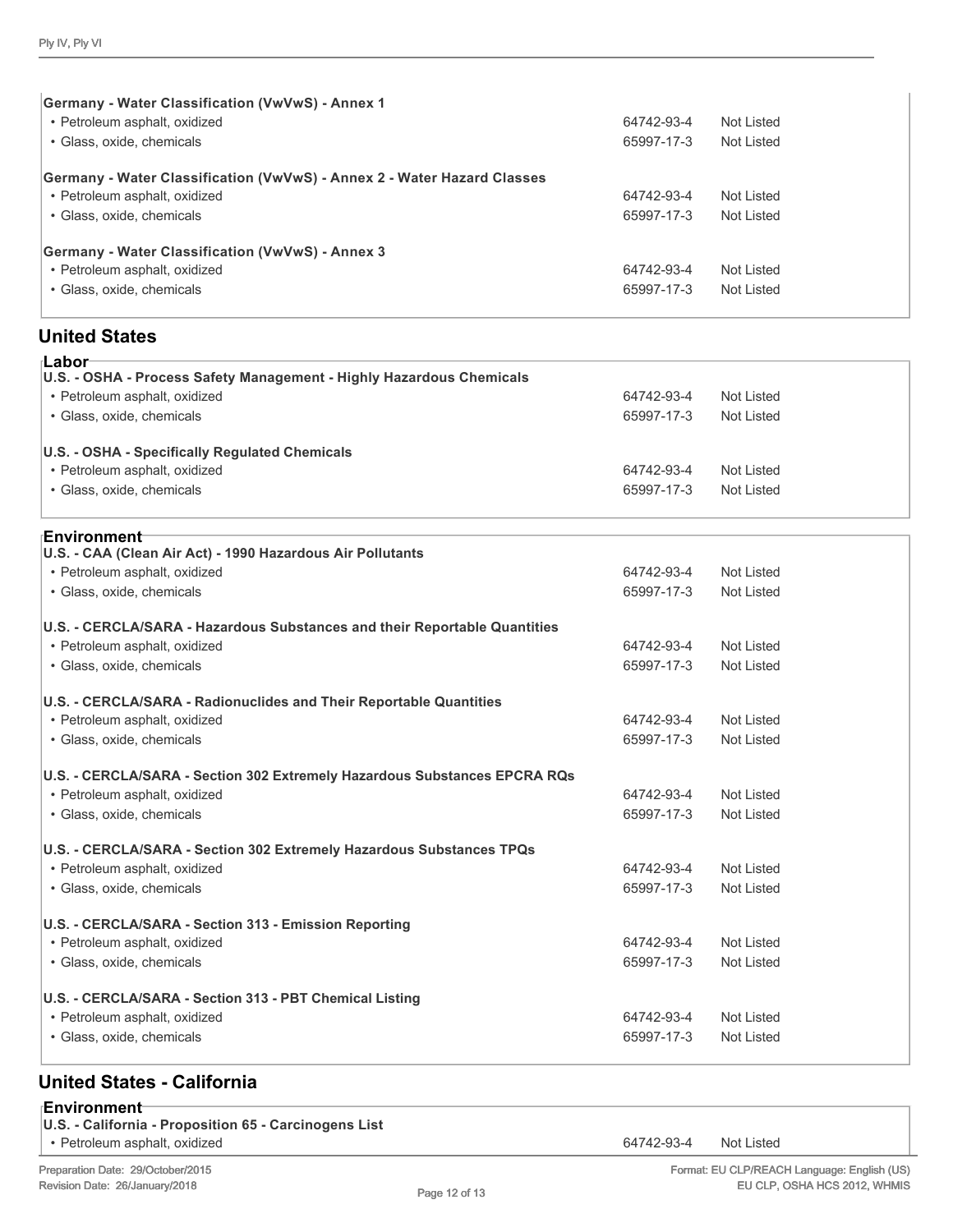| Germany - Water Classification (VwVwS) - Annex 1 | | |
|---|---|---|
| • Petroleum asphalt, oxidized | 64742-93-4 | Not Listed |
| • Glass, oxide, chemicals | 65997-17-3 | Not Listed |

| Germany - Water Classification (VwVwS) - Annex 2 - Water Hazard Classes | | |
|---|---|---|
| • Petroleum asphalt, oxidized | 64742-93-4 | Not Listed |
| • Glass, oxide, chemicals | 65997-17-3 | Not Listed |

| Germany - Water Classification (VwVwS) - Annex 3 | | |
|---|---|---|
| • Petroleum asphalt, oxidized | 64742-93-4 | Not Listed |
| • Glass, oxide, chemicals | 65997-17-3 | Not Listed |

## United States

### Labor

| U.S. - OSHA - Process Safety Management - Highly Hazardous Chemicals | | |
|---|---|---|
| • Petroleum asphalt, oxidized | 64742-93-4 | Not Listed |
| • Glass, oxide, chemicals | 65997-17-3 | Not Listed |

| U.S. - OSHA - Specifically Regulated Chemicals | | |
|---|---|---|
| • Petroleum asphalt, oxidized | 64742-93-4 | Not Listed |
| • Glass, oxide, chemicals | 65997-17-3 | Not Listed |

### Environment

| U.S. - CAA (Clean Air Act) - 1990 Hazardous Air Pollutants | | |
|---|---|---|
| • Petroleum asphalt, oxidized | 64742-93-4 | Not Listed |
| • Glass, oxide, chemicals | 65997-17-3 | Not Listed |

| U.S. - CERCLA/SARA - Hazardous Substances and their Reportable Quantities | | |
|---|---|---|
| • Petroleum asphalt, oxidized | 64742-93-4 | Not Listed |
| • Glass, oxide, chemicals | 65997-17-3 | Not Listed |

| U.S. - CERCLA/SARA - Radionuclides and Their Reportable Quantities | | |
|---|---|---|
| • Petroleum asphalt, oxidized | 64742-93-4 | Not Listed |
| • Glass, oxide, chemicals | 65997-17-3 | Not Listed |

| U.S. - CERCLA/SARA - Section 302 Extremely Hazardous Substances EPCRA RQs | | |
|---|---|---|
| • Petroleum asphalt, oxidized | 64742-93-4 | Not Listed |
| • Glass, oxide, chemicals | 65997-17-3 | Not Listed |

| U.S. - CERCLA/SARA - Section 302 Extremely Hazardous Substances TPQs | | |
|---|---|---|
| • Petroleum asphalt, oxidized | 64742-93-4 | Not Listed |
| • Glass, oxide, chemicals | 65997-17-3 | Not Listed |

| U.S. - CERCLA/SARA - Section 313 - Emission Reporting | | |
|---|---|---|
| • Petroleum asphalt, oxidized | 64742-93-4 | Not Listed |
| • Glass, oxide, chemicals | 65997-17-3 | Not Listed |

| U.S. - CERCLA/SARA - Section 313 - PBT Chemical Listing | | |
|---|---|---|
| • Petroleum asphalt, oxidized | 64742-93-4 | Not Listed |
| • Glass, oxide, chemicals | 65997-17-3 | Not Listed |

## United States - California

### Environment

| U.S. - California - Proposition 65 - Carcinogens List | | |
|---|---|---|
| • Petroleum asphalt, oxidized | 64742-93-4 | Not Listed |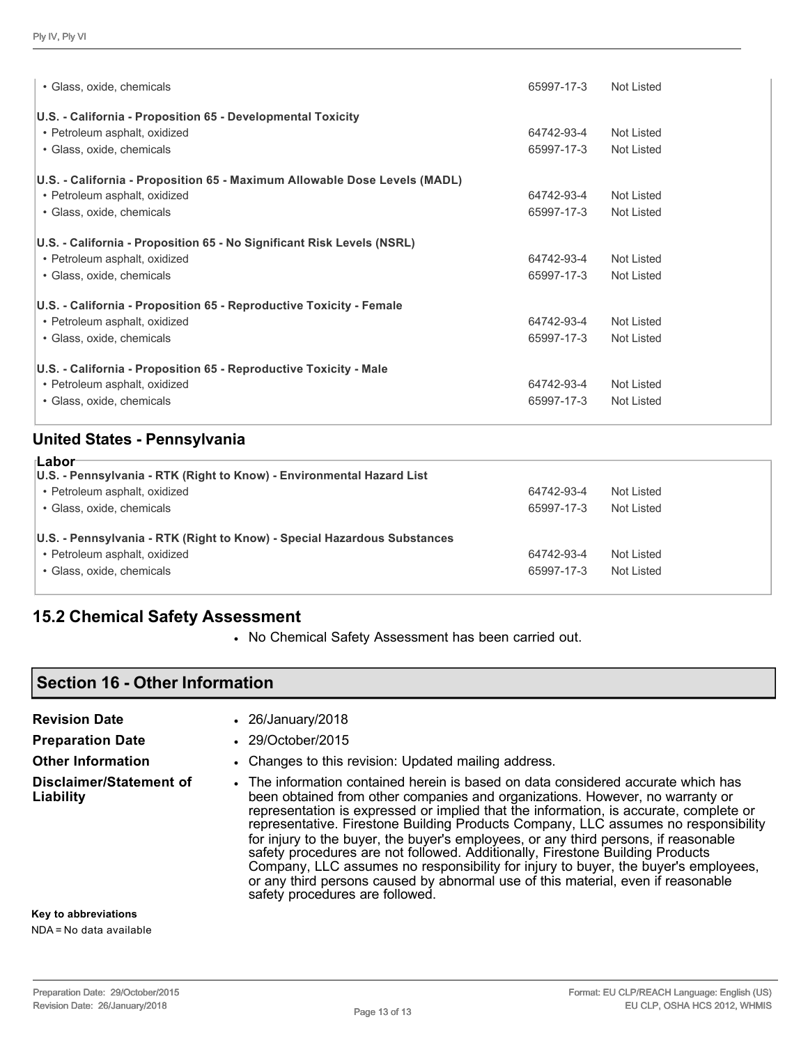| | | |
|---|---|---|
| • Glass, oxide, chemicals | 65997-17-3 | Not Listed |
| **U.S. - California - Proposition 65 - Developmental Toxicity** | | |
| • Petroleum asphalt, oxidized | 64742-93-4 | Not Listed |
| • Glass, oxide, chemicals | 65997-17-3 | Not Listed |
| **U.S. - California - Proposition 65 - Maximum Allowable Dose Levels (MADL)** | | |
| • Petroleum asphalt, oxidized | 64742-93-4 | Not Listed |
| • Glass, oxide, chemicals | 65997-17-3 | Not Listed |
| **U.S. - California - Proposition 65 - No Significant Risk Levels (NSRL)** | | |
| • Petroleum asphalt, oxidized | 64742-93-4 | Not Listed |
| • Glass, oxide, chemicals | 65997-17-3 | Not Listed |
| **U.S. - California - Proposition 65 - Reproductive Toxicity - Female** | | |
| • Petroleum asphalt, oxidized | 64742-93-4 | Not Listed |
| • Glass, oxide, chemicals | 65997-17-3 | Not Listed |
| **U.S. - California - Proposition 65 - Reproductive Toxicity - Male** | | |
| • Petroleum asphalt, oxidized | 64742-93-4 | Not Listed |
| • Glass, oxide, chemicals | 65997-17-3 | Not Listed |

## United States - Pennsylvania

**Labor**

| | | |
|---|---|---|
| **U.S. - Pennsylvania - RTK (Right to Know) - Environmental Hazard List** | | |
| • Petroleum asphalt, oxidized | 64742-93-4 | Not Listed |
| • Glass, oxide, chemicals | 65997-17-3 | Not Listed |
| **U.S. - Pennsylvania - RTK (Right to Know) - Special Hazardous Substances** | | |
| • Petroleum asphalt, oxidized | 64742-93-4 | Not Listed |
| • Glass, oxide, chemicals | 65997-17-3 | Not Listed |

## 15.2 Chemical Safety Assessment

- No Chemical Safety Assessment has been carried out.

## Section 16 - Other Information

| | |
|---|---|
| **Revision Date** | • 26/January/2018 |
| **Preparation Date** | • 29/October/2015 |
| **Other Information** | • Changes to this revision: Updated mailing address. |
| **Disclaimer/Statement of Liability** | • The information contained herein is based on data considered accurate which has been obtained from other companies and organizations. However, no warranty or representation is expressed or implied that the information, is accurate, complete or representative. Firestone Building Products Company, LLC assumes no responsibility for injury to the buyer, the buyer's employees, or any third persons, if reasonable safety procedures are not followed. Additionally, Firestone Building Products Company, LLC assumes no responsibility for injury to buyer, the buyer's employees, or any third persons caused by abnormal use of this material, even if reasonable safety procedures are followed. |

**Key to abbreviations**

NDA = No data available